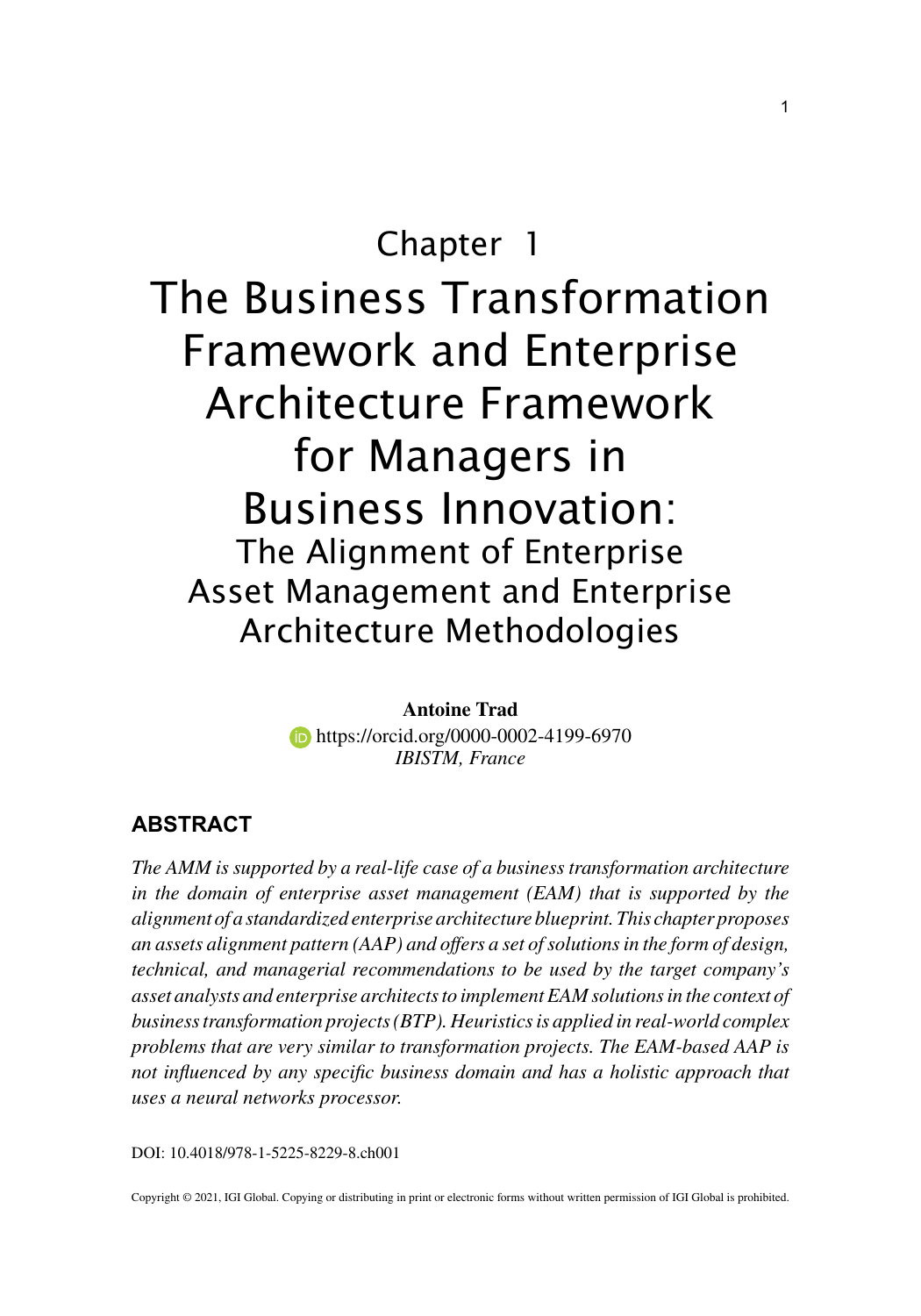# Chapter 1

# The Business Transformation Framework and Enterprise Architecture Framework for Managers in Business Innovation:

## The Alignment of Enterprise Asset Management and Enterprise Architecture Methodologies

**Antoine Trad**
https://orcid.org/0000-0002-4199-6970
*IBISTM, France*

## ABSTRACT

*The AMM is supported by a real-life case of a business transformation architecture in the domain of enterprise asset management (EAM) that is supported by the alignment of a standardized enterprise architecture blueprint. This chapter proposes an assets alignment pattern (AAP) and offers a set of solutions in the form of design, technical, and managerial recommendations to be used by the target company's asset analysts and enterprise architects to implement EAM solutions in the context of business transformation projects (BTP). Heuristics is applied in real-world complex problems that are very similar to transformation projects. The EAM-based AAP is not influenced by any specific business domain and has a holistic approach that uses a neural networks processor.*

DOI: 10.4018/978-1-5225-8229-8.ch001

Copyright © 2021, IGI Global. Copying or distributing in print or electronic forms without written permission of IGI Global is prohibited.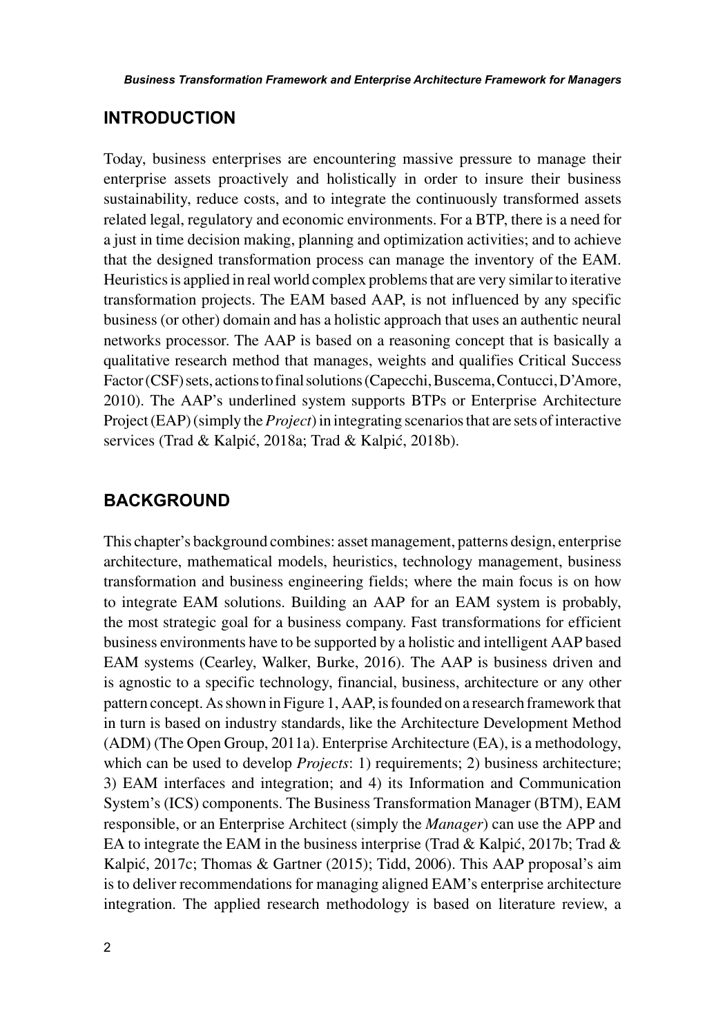## INTRODUCTION

Today, business enterprises are encountering massive pressure to manage their enterprise assets proactively and holistically in order to insure their business sustainability, reduce costs, and to integrate the continuously transformed assets related legal, regulatory and economic environments. For a BTP, there is a need for a just in time decision making, planning and optimization activities; and to achieve that the designed transformation process can manage the inventory of the EAM. Heuristics is applied in real world complex problems that are very similar to iterative transformation projects. The EAM based AAP, is not influenced by any specific business (or other) domain and has a holistic approach that uses an authentic neural networks processor. The AAP is based on a reasoning concept that is basically a qualitative research method that manages, weights and qualifies Critical Success Factor (CSF) sets, actions to final solutions (Capecchi, Buscema, Contucci, D'Amore, 2010). The AAP's underlined system supports BTPs or Enterprise Architecture Project (EAP) (simply the *Project*) in integrating scenarios that are sets of interactive services (Trad & Kalpić, 2018a; Trad & Kalpić, 2018b).

## BACKGROUND

This chapter's background combines: asset management, patterns design, enterprise architecture, mathematical models, heuristics, technology management, business transformation and business engineering fields; where the main focus is on how to integrate EAM solutions. Building an AAP for an EAM system is probably, the most strategic goal for a business company. Fast transformations for efficient business environments have to be supported by a holistic and intelligent AAP based EAM systems (Cearley, Walker, Burke, 2016). The AAP is business driven and is agnostic to a specific technology, financial, business, architecture or any other pattern concept. As shown in Figure 1, AAP, is founded on a research framework that in turn is based on industry standards, like the Architecture Development Method (ADM) (The Open Group, 2011a). Enterprise Architecture (EA), is a methodology, which can be used to develop *Projects*: 1) requirements; 2) business architecture; 3) EAM interfaces and integration; and 4) its Information and Communication System's (ICS) components. The Business Transformation Manager (BTM), EAM responsible, or an Enterprise Architect (simply the *Manager*) can use the APP and EA to integrate the EAM in the business interprise (Trad & Kalpić, 2017b; Trad & Kalpić, 2017c; Thomas & Gartner (2015); Tidd, 2006). This AAP proposal's aim is to deliver recommendations for managing aligned EAM's enterprise architecture integration. The applied research methodology is based on literature review, a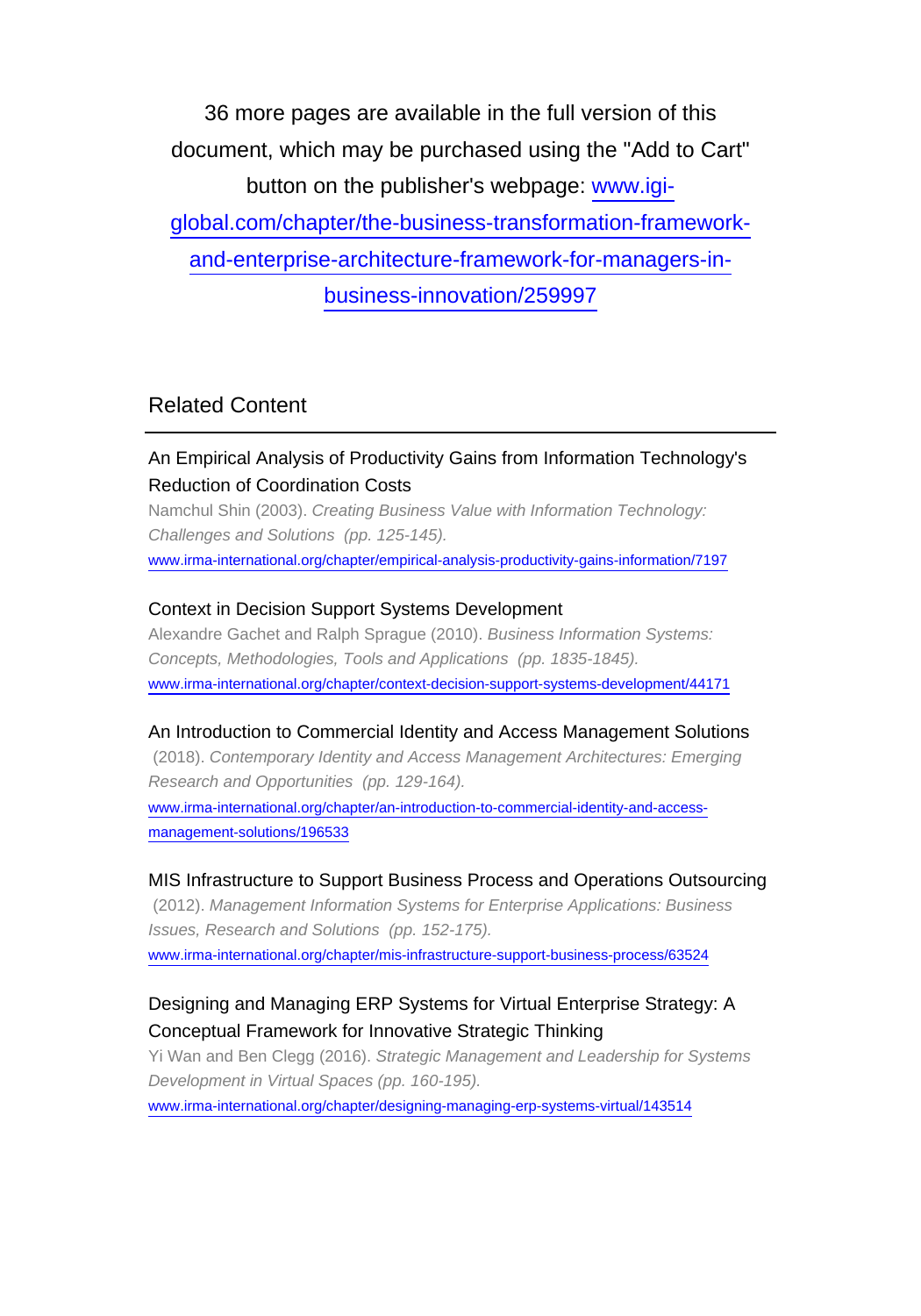36 more pages are available in the full version of this document, which may be purchased using the "Add to Cart" button on the publisher's webpage: [www.igi-global.com/chapter/the-business-transformation-framework-and-enterprise-architecture-framework-for-managers-in-business-innovation/259997](www.igi-global.com/chapter/the-business-transformation-framework-and-enterprise-architecture-framework-for-managers-in-business-innovation/259997)

## Related Content

An Empirical Analysis of Productivity Gains from Information Technology's Reduction of Coordination Costs
Namchul Shin (2003). *Creating Business Value with Information Technology: Challenges and Solutions (pp. 125-145).*
[www.irma-international.org/chapter/empirical-analysis-productivity-gains-information/7197](www.irma-international.org/chapter/empirical-analysis-productivity-gains-information/7197)

Context in Decision Support Systems Development
Alexandre Gachet and Ralph Sprague (2010). *Business Information Systems: Concepts, Methodologies, Tools and Applications (pp. 1835-1845).*
[www.irma-international.org/chapter/context-decision-support-systems-development/44171](www.irma-international.org/chapter/context-decision-support-systems-development/44171)

An Introduction to Commercial Identity and Access Management Solutions
(2018). *Contemporary Identity and Access Management Architectures: Emerging Research and Opportunities (pp. 129-164).*
[www.irma-international.org/chapter/an-introduction-to-commercial-identity-and-access-management-solutions/196533](www.irma-international.org/chapter/an-introduction-to-commercial-identity-and-access-management-solutions/196533)

MIS Infrastructure to Support Business Process and Operations Outsourcing
(2012). *Management Information Systems for Enterprise Applications: Business Issues, Research and Solutions (pp. 152-175).*
[www.irma-international.org/chapter/mis-infrastructure-support-business-process/63524](www.irma-international.org/chapter/mis-infrastructure-support-business-process/63524)

Designing and Managing ERP Systems for Virtual Enterprise Strategy: A Conceptual Framework for Innovative Strategic Thinking
Yi Wan and Ben Clegg (2016). *Strategic Management and Leadership for Systems Development in Virtual Spaces (pp. 160-195).*
[www.irma-international.org/chapter/designing-managing-erp-systems-virtual/143514](www.irma-international.org/chapter/designing-managing-erp-systems-virtual/143514)